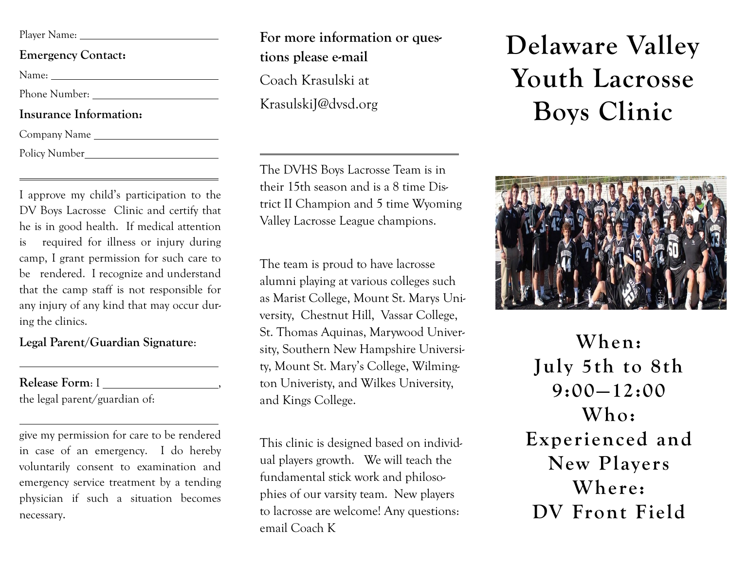Player Name: ____________________________

**Emergency Contact:**

Name: ____________________________

Phone Number: ____________________________

**Insurance Information:**

Company Name ____________________________

Policy Number____________________________

---

I approve my child's participation to the DV Boys Lacrosse Clinic and certify that he is in good health. If medical attention is required for illness or injury during camp, I grant permission for such care to be rendered. I recognize and understand that the camp staff is not responsible for any injury of any kind that may occur during the clinics.

**Legal Parent/Guardian Signature**:

____________________________

**Release Form**: I ____________________________, the legal parent/guardian of:

____________________________

give my permission for care to be rendered in case of an emergency. I do hereby voluntarily consent to examination and emergency service treatment by a tending physician if such a situation becomes necessary.

**For more information or questions please e-mail**

Coach Krasulski at

KrasulskiJ@dvsd.org

---

The DVHS Boys Lacrosse Team is in their 15th season and is a 8 time District II Champion and 5 time Wyoming Valley Lacrosse League champions.

The team is proud to have lacrosse alumni playing at various colleges such as Marist College, Mount St. Marys University, Chestnut Hill, Vassar College, St. Thomas Aquinas, Marywood University, Southern New Hampshire University, Mount St. Mary's College, Wilmington Univeristy, and Wilkes University, and Kings College.

This clinic is designed based on individual players growth. We will teach the fundamental stick work and philosophies of our varsity team. New players to lacrosse are welcome! Any questions: email Coach K

# Delaware Valley Youth Lacrosse Boys Clinic

**When:**
**July 5th to 8th**
**9:00—12:00**
**Who:**
**Experienced and New Players**
**Where:**
**DV Front Field**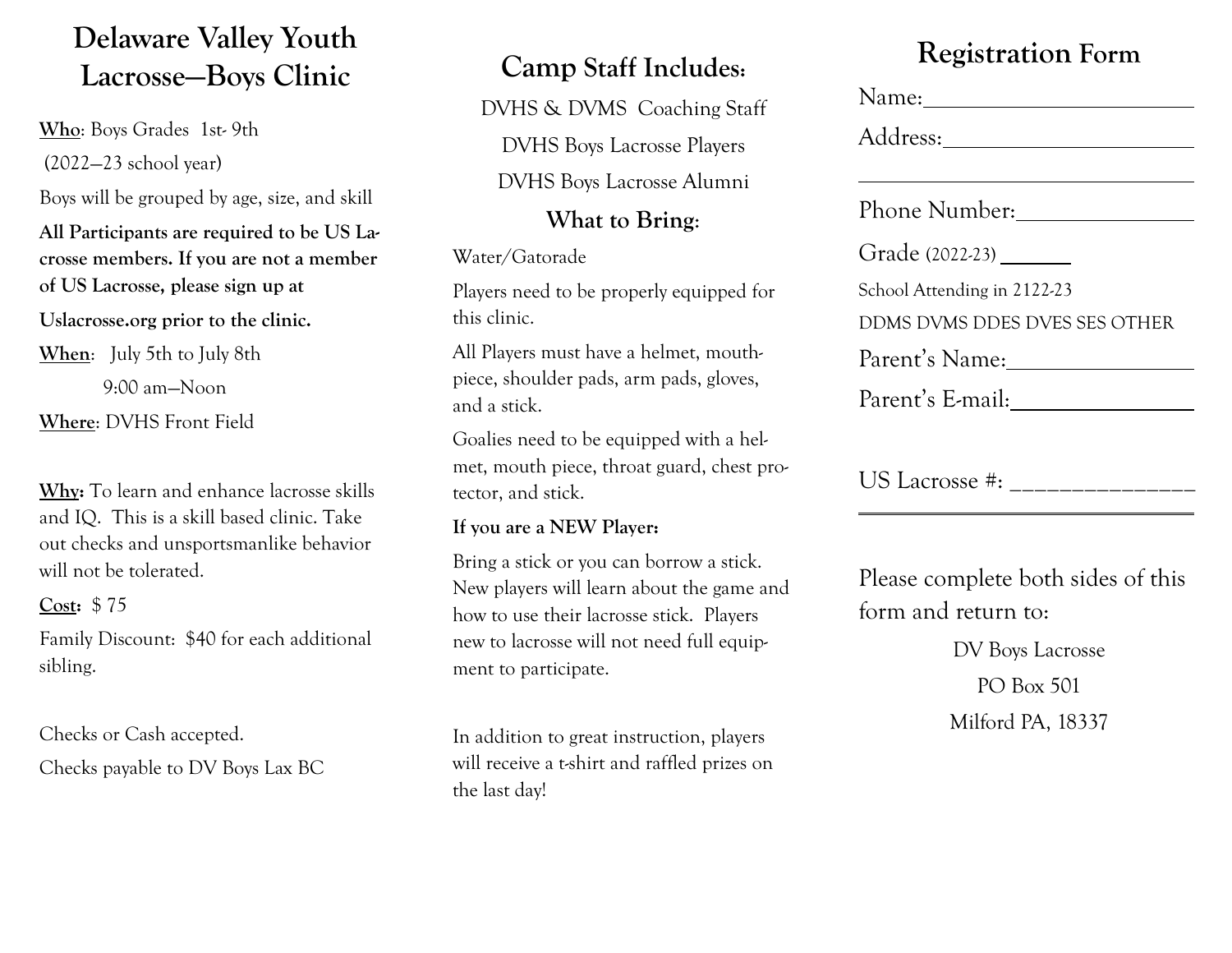# Delaware Valley Youth Lacrosse—Boys Clinic

**Who**: Boys Grades 1st- 9th

(2022—23 school year)

Boys will be grouped by age, size, and skill

**All Participants are required to be US Lacrosse members. If you are not a member of US Lacrosse, please sign up at**

**Uslacrosse.org prior to the clinic.**

**When**: July 5th to July 8th

9:00 am—Noon

**Where**: DVHS Front Field

**Why:** To learn and enhance lacrosse skills and IQ. This is a skill based clinic. Take out checks and unsportsmanlike behavior will not be tolerated.

**Cost:** $ 75

Family Discount: $40 for each additional sibling.

Checks or Cash accepted.

Checks payable to DV Boys Lax BC

## Camp Staff Includes:

DVHS & DVMS Coaching Staff

DVHS Boys Lacrosse Players

DVHS Boys Lacrosse Alumni

## What to Bring:

Water/Gatorade

Players need to be properly equipped for this clinic.

All Players must have a helmet, mouthpiece, shoulder pads, arm pads, gloves, and a stick.

Goalies need to be equipped with a helmet, mouth piece, throat guard, chest protector, and stick.

**If you are a NEW Player:**

Bring a stick or you can borrow a stick. New players will learn about the game and how to use their lacrosse stick. Players new to lacrosse will not need full equipment to participate.

In addition to great instruction, players will receive a t-shirt and raffled prizes on the last day!

## Registration Form

Name:________________________

Address:______________________

______________________________

Phone Number:_________________

Grade (2022-23) ______

School Attending in 2122-23

DDMS DVMS DDES DVES SES OTHER

Parent's Name:_________________

Parent's E-mail:________________

US Lacrosse #: _______________

Please complete both sides of this form and return to:

DV Boys Lacrosse

PO Box 501

Milford PA, 18337